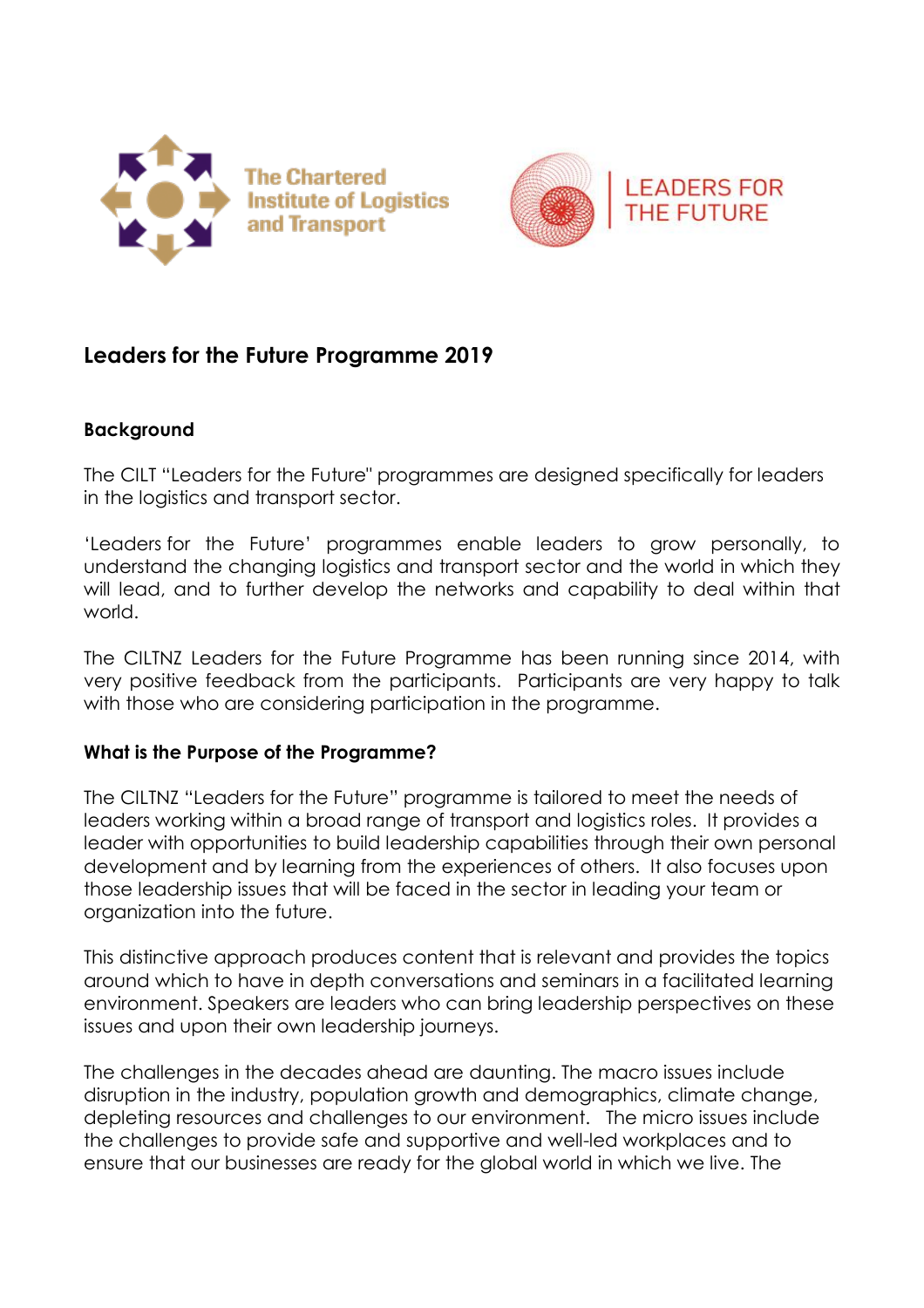The Chartered Institute of Logistics and Transport

LEADERS FOR THE FUTURE

## Leaders for the Future Programme 2019

### Background

The CILT "Leaders for the Future" programmes are designed specifically for leaders in the logistics and transport sector.

'Leaders for the Future' programmes enable leaders to grow personally, to understand the changing logistics and transport sector and the world in which they will lead, and to further develop the networks and capability to deal within that world.

The CILTNZ Leaders for the Future Programme has been running since 2014, with very positive feedback from the participants. Participants are very happy to talk with those who are considering participation in the programme.

### What is the Purpose of the Programme?

The CILTNZ "Leaders for the Future" programme is tailored to meet the needs of leaders working within a broad range of transport and logistics roles. It provides a leader with opportunities to build leadership capabilities through their own personal development and by learning from the experiences of others. It also focuses upon those leadership issues that will be faced in the sector in leading your team or organization into the future.

This distinctive approach produces content that is relevant and provides the topics around which to have in depth conversations and seminars in a facilitated learning environment. Speakers are leaders who can bring leadership perspectives on these issues and upon their own leadership journeys.

The challenges in the decades ahead are daunting. The macro issues include disruption in the industry, population growth and demographics, climate change, depleting resources and challenges to our environment. The micro issues include the challenges to provide safe and supportive and well-led workplaces and to ensure that our businesses are ready for the global world in which we live. The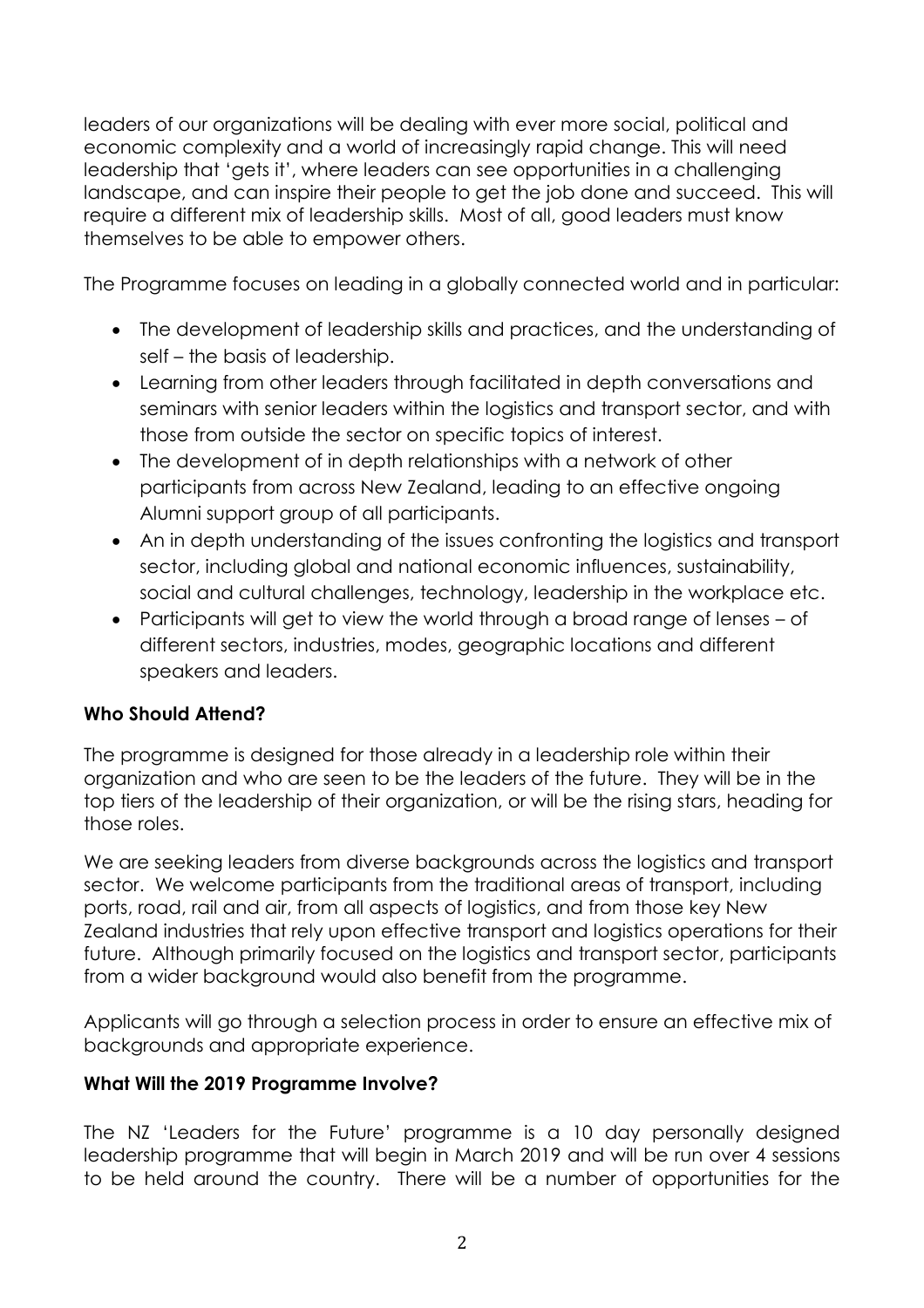leaders of our organizations will be dealing with ever more social, political and economic complexity and a world of increasingly rapid change. This will need leadership that 'gets it', where leaders can see opportunities in a challenging landscape, and can inspire their people to get the job done and succeed. This will require a different mix of leadership skills. Most of all, good leaders must know themselves to be able to empower others.

The Programme focuses on leading in a globally connected world and in particular:

- The development of leadership skills and practices, and the understanding of self – the basis of leadership.
- Learning from other leaders through facilitated in depth conversations and seminars with senior leaders within the logistics and transport sector, and with those from outside the sector on specific topics of interest.
- The development of in depth relationships with a network of other participants from across New Zealand, leading to an effective ongoing Alumni support group of all participants.
- An in depth understanding of the issues confronting the logistics and transport sector, including global and national economic influences, sustainability, social and cultural challenges, technology, leadership in the workplace etc.
- Participants will get to view the world through a broad range of lenses – of different sectors, industries, modes, geographic locations and different speakers and leaders.

**Who Should Attend?**

The programme is designed for those already in a leadership role within their organization and who are seen to be the leaders of the future. They will be in the top tiers of the leadership of their organization, or will be the rising stars, heading for those roles.

We are seeking leaders from diverse backgrounds across the logistics and transport sector. We welcome participants from the traditional areas of transport, including ports, road, rail and air, from all aspects of logistics, and from those key New Zealand industries that rely upon effective transport and logistics operations for their future. Although primarily focused on the logistics and transport sector, participants from a wider background would also benefit from the programme.

Applicants will go through a selection process in order to ensure an effective mix of backgrounds and appropriate experience.

**What Will the 2019 Programme Involve?**

The NZ 'Leaders for the Future' programme is a 10 day personally designed leadership programme that will begin in March 2019 and will be run over 4 sessions to be held around the country. There will be a number of opportunities for the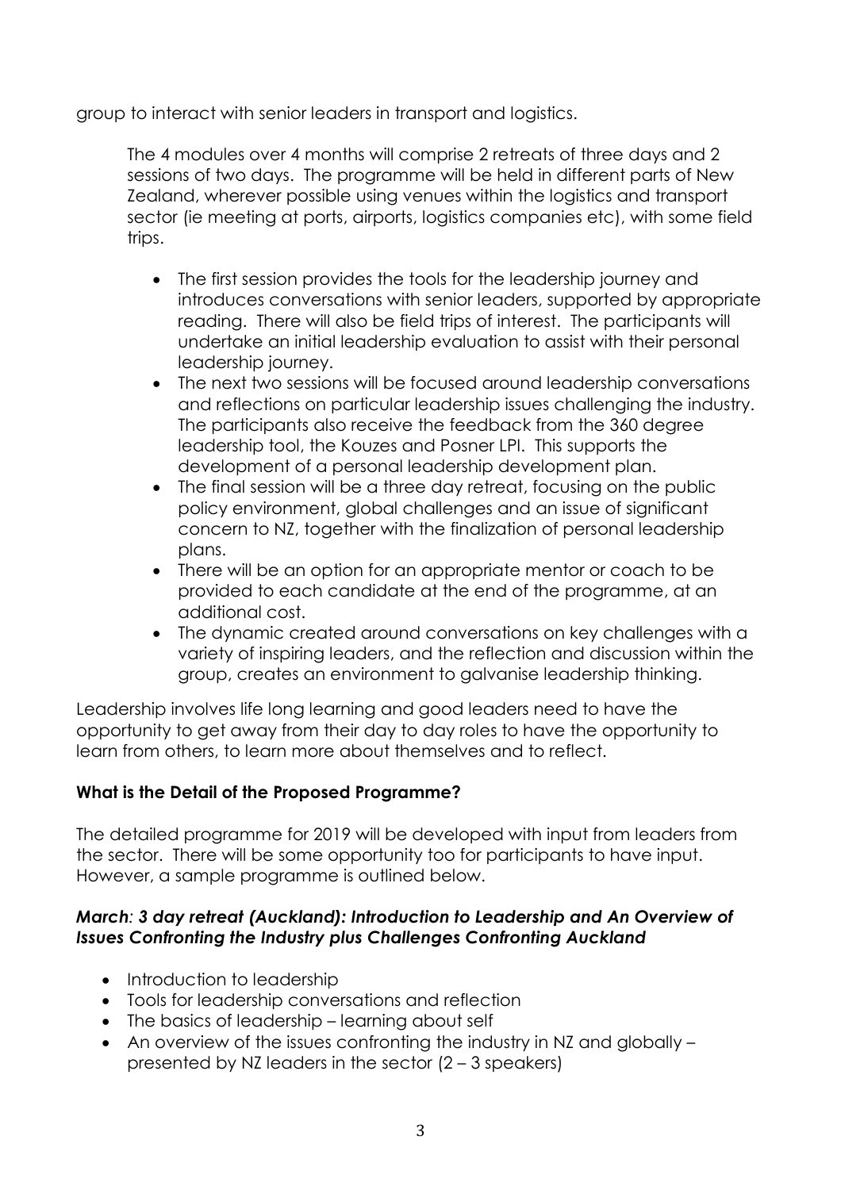group to interact with senior leaders in transport and logistics.

The 4 modules over 4 months will comprise 2 retreats of three days and 2 sessions of two days. The programme will be held in different parts of New Zealand, wherever possible using venues within the logistics and transport sector (ie meeting at ports, airports, logistics companies etc), with some field trips.

- The first session provides the tools for the leadership journey and introduces conversations with senior leaders, supported by appropriate reading. There will also be field trips of interest. The participants will undertake an initial leadership evaluation to assist with their personal leadership journey.
- The next two sessions will be focused around leadership conversations and reflections on particular leadership issues challenging the industry. The participants also receive the feedback from the 360 degree leadership tool, the Kouzes and Posner LPI. This supports the development of a personal leadership development plan.
- The final session will be a three day retreat, focusing on the public policy environment, global challenges and an issue of significant concern to NZ, together with the finalization of personal leadership plans.
- There will be an option for an appropriate mentor or coach to be provided to each candidate at the end of the programme, at an additional cost.
- The dynamic created around conversations on key challenges with a variety of inspiring leaders, and the reflection and discussion within the group, creates an environment to galvanise leadership thinking.

Leadership involves life long learning and good leaders need to have the opportunity to get away from their day to day roles to have the opportunity to learn from others, to learn more about themselves and to reflect.

**What is the Detail of the Proposed Programme?**

The detailed programme for 2019 will be developed with input from leaders from the sector. There will be some opportunity too for participants to have input. However, a sample programme is outlined below.

***March: 3 day retreat (Auckland): Introduction to Leadership and An Overview of Issues Confronting the Industry plus Challenges Confronting Auckland***

- Introduction to leadership
- Tools for leadership conversations and reflection
- The basics of leadership – learning about self
- An overview of the issues confronting the industry in NZ and globally – presented by NZ leaders in the sector (2 – 3 speakers)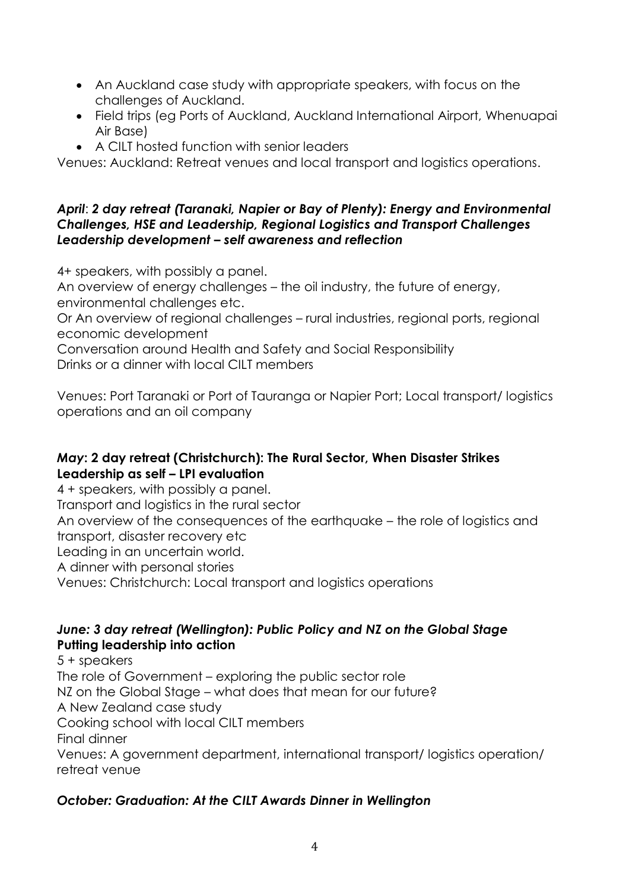- An Auckland case study with appropriate speakers, with focus on the challenges of Auckland.
- Field trips (eg Ports of Auckland, Auckland International Airport, Whenuapai Air Base)
- A CILT hosted function with senior leaders

Venues: Auckland: Retreat venues and local transport and logistics operations.

***April*: *2 day retreat (Taranaki, Napier or Bay of Plenty): Energy and Environmental Challenges, HSE and Leadership, Regional Logistics and Transport Challenges Leadership development – self awareness and reflection***

4+ speakers, with possibly a panel.
An overview of energy challenges – the oil industry, the future of energy, environmental challenges etc.
Or An overview of regional challenges – rural industries, regional ports, regional economic development
Conversation around Health and Safety and Social Responsibility
Drinks or a dinner with local CILT members

Venues: Port Taranaki or Port of Tauranga or Napier Port; Local transport/ logistics operations and an oil company

**_May_: 2 day retreat (Christchurch): The Rural Sector, When Disaster Strikes Leadership as self – LPI evaluation**

4 + speakers, with possibly a panel.
Transport and logistics in the rural sector
An overview of the consequences of the earthquake – the role of logistics and transport, disaster recovery etc
Leading in an uncertain world.
A dinner with personal stories
Venues: Christchurch: Local transport and logistics operations

***June: 3 day retreat (Wellington): Public Policy and NZ on the Global Stage***
**Putting leadership into action**

5 + speakers
The role of Government – exploring the public sector role
NZ on the Global Stage – what does that mean for our future?
A New Zealand case study
Cooking school with local CILT members
Final dinner
Venues: A government department, international transport/ logistics operation/ retreat venue

***October: Graduation: At the CILT Awards Dinner in Wellington***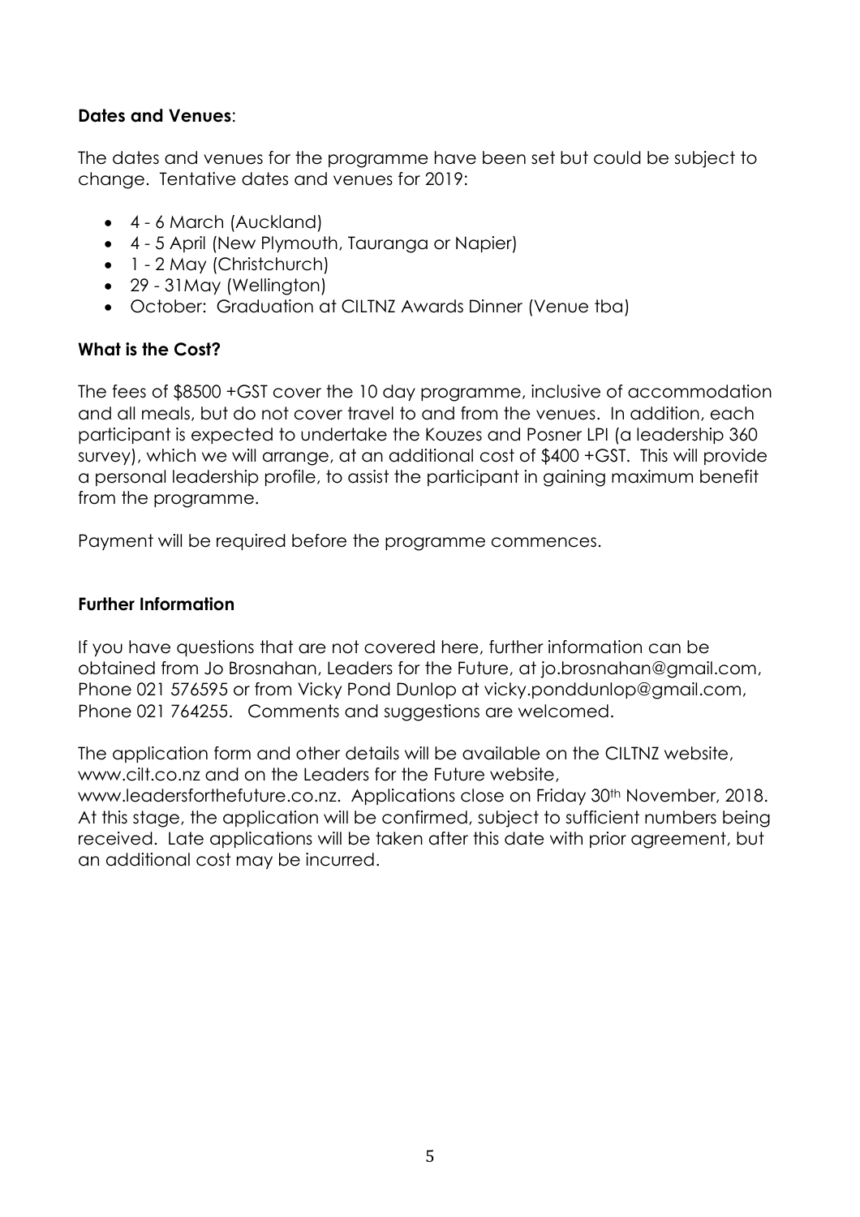**Dates and Venues**:

The dates and venues for the programme have been set but could be subject to change. Tentative dates and venues for 2019:

- 4 - 6 March (Auckland)
- 4 - 5 April (New Plymouth, Tauranga or Napier)
- 1 - 2 May (Christchurch)
- 29 - 31May (Wellington)
- October: Graduation at CILTNZ Awards Dinner (Venue tba)

**What is the Cost?**

The fees of $8500 +GST cover the 10 day programme, inclusive of accommodation and all meals, but do not cover travel to and from the venues. In addition, each participant is expected to undertake the Kouzes and Posner LPI (a leadership 360 survey), which we will arrange, at an additional cost of $400 +GST. This will provide a personal leadership profile, to assist the participant in gaining maximum benefit from the programme.

Payment will be required before the programme commences.

**Further Information**

If you have questions that are not covered here, further information can be obtained from Jo Brosnahan, Leaders for the Future, at jo.brosnahan@gmail.com, Phone 021 576595 or from Vicky Pond Dunlop at vicky.ponddunlop@gmail.com, Phone 021 764255. Comments and suggestions are welcomed.

The application form and other details will be available on the CILTNZ website, www.cilt.co.nz and on the Leaders for the Future website, www.leadersforthefuture.co.nz. Applications close on Friday 30th November, 2018. At this stage, the application will be confirmed, subject to sufficient numbers being received. Late applications will be taken after this date with prior agreement, but an additional cost may be incurred.